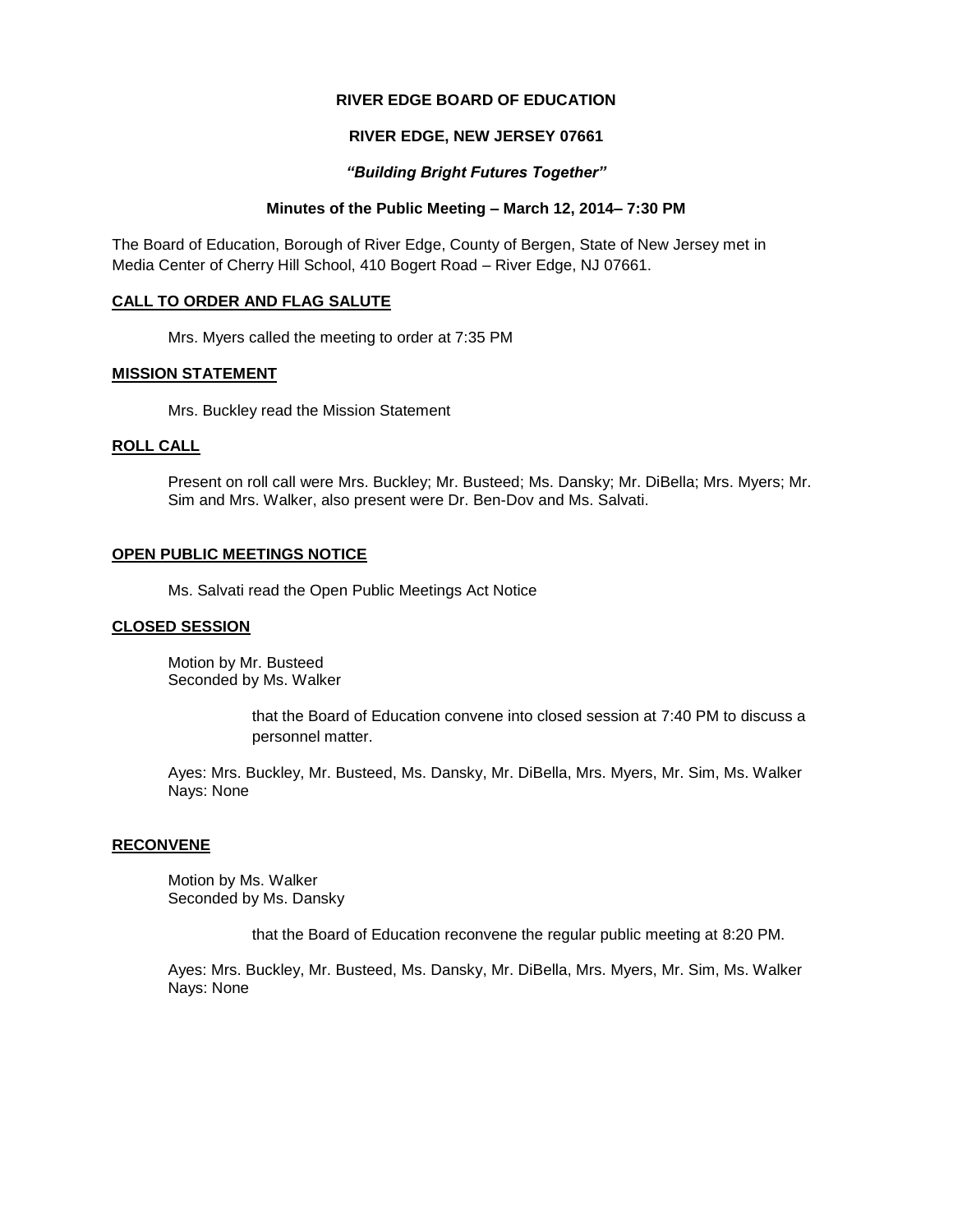**RIVER EDGE BOARD OF EDUCATION**

**RIVER EDGE, NEW JERSEY 07661**

***"Building Bright Futures Together"***

**Minutes of the Public Meeting – March 12, 2014– 7:30 PM**

The Board of Education, Borough of River Edge, County of Bergen, State of New Jersey met in Media Center of Cherry Hill School, 410 Bogert Road – River Edge, NJ 07661.

**CALL TO ORDER AND FLAG SALUTE**

Mrs. Myers called the meeting to order at 7:35 PM

**MISSION STATEMENT**

Mrs. Buckley read the Mission Statement

**ROLL CALL**

Present on roll call were Mrs. Buckley; Mr. Busteed; Ms. Dansky; Mr. DiBella; Mrs. Myers; Mr. Sim and Mrs. Walker, also present were Dr. Ben-Dov and Ms. Salvati.

**OPEN PUBLIC MEETINGS NOTICE**

Ms. Salvati read the Open Public Meetings Act Notice

**CLOSED SESSION**

Motion by Mr. Busteed
Seconded by Ms. Walker

that the Board of Education convene into closed session at 7:40 PM to discuss a personnel matter.

Ayes: Mrs. Buckley, Mr. Busteed, Ms. Dansky, Mr. DiBella, Mrs. Myers, Mr. Sim, Ms. Walker
Nays: None

**RECONVENE**

Motion by Ms. Walker
Seconded by Ms. Dansky

that the Board of Education reconvene the regular public meeting at 8:20 PM.

Ayes: Mrs. Buckley, Mr. Busteed, Ms. Dansky, Mr. DiBella, Mrs. Myers, Mr. Sim, Ms. Walker
Nays: None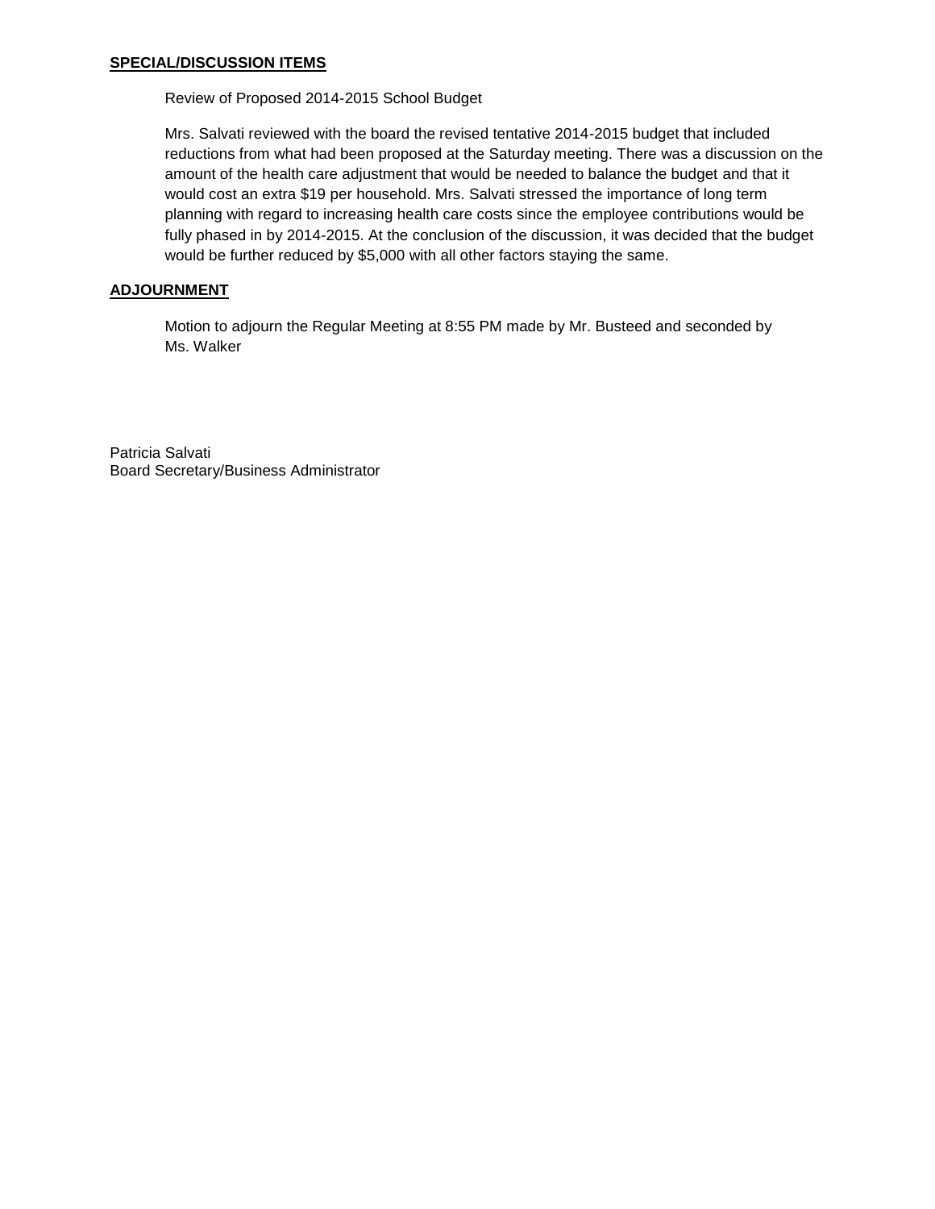**SPECIAL/DISCUSSION ITEMS**

Review of Proposed 2014-2015 School Budget

Mrs. Salvati reviewed with the board the revised tentative 2014-2015 budget that included reductions from what had been proposed at the Saturday meeting. There was a discussion on the amount of the health care adjustment that would be needed to balance the budget and that it would cost an extra $19 per household. Mrs. Salvati stressed the importance of long term planning with regard to increasing health care costs since the employee contributions would be fully phased in by 2014-2015. At the conclusion of the discussion, it was decided that the budget would be further reduced by $5,000 with all other factors staying the same.

**ADJOURNMENT**

Motion to adjourn the Regular Meeting at 8:55 PM made by Mr. Busteed and seconded by Ms. Walker

Patricia Salvati
Board Secretary/Business Administrator